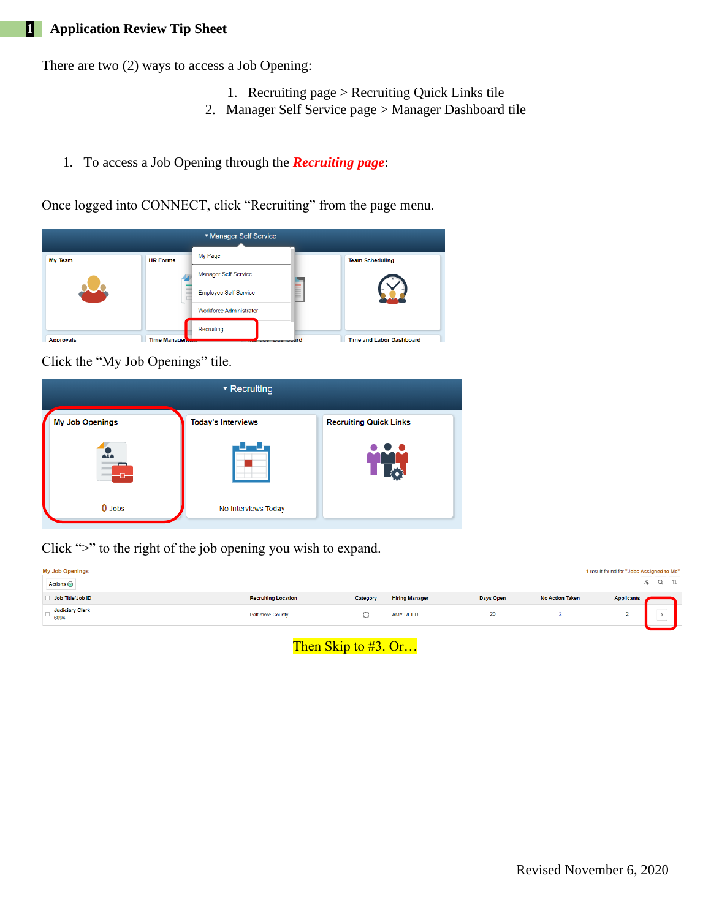# Application Review Tip Sheet

There are two (2) ways to access a Job Opening:

1. Recruiting page > Recruiting Quick Links tile
2. Manager Self Service page > Manager Dashboard tile

1. To access a Job Opening through the ***Recruiting page***:

Once logged into CONNECT, click “Recruiting” from the page menu.

Click the “My Job Openings” tile.

Click “>” to the right of the job opening you wish to expand.

Then Skip to #3. Or…

Revised November 6, 2020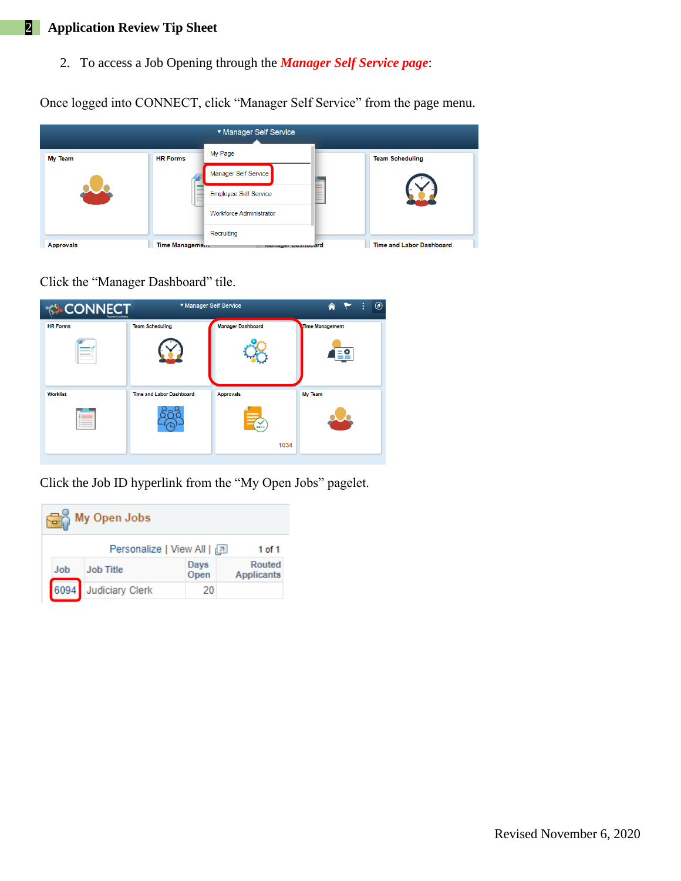2. To access a Job Opening through the ***Manager Self Service page***:

Once logged into CONNECT, click "Manager Self Service" from the page menu.

Click the "Manager Dashboard" tile.

Click the Job ID hyperlink from the "My Open Jobs" pagelet.

Revised November 6, 2020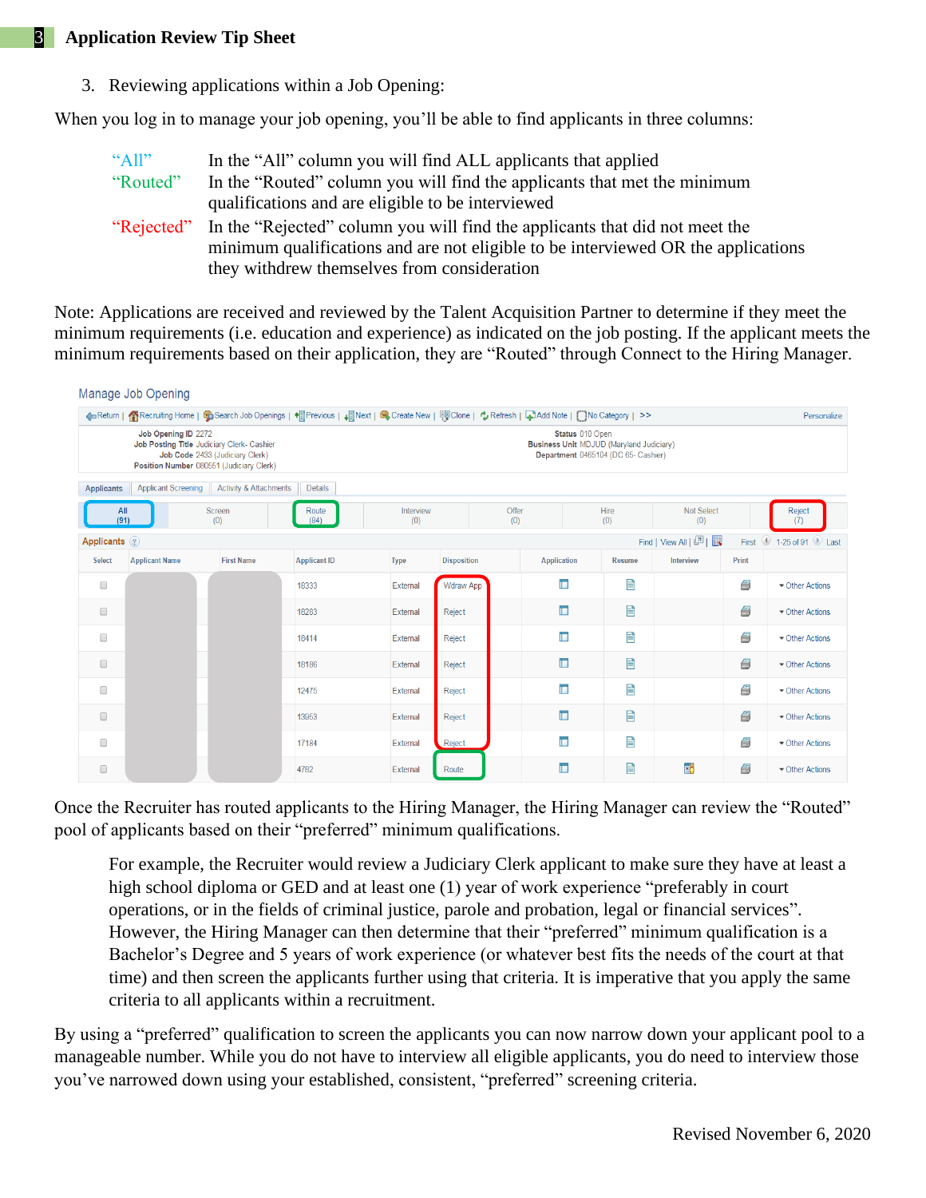3. Reviewing applications within a Job Opening:

When you log in to manage your job opening, you'll be able to find applicants in three columns:

| | |
|---|---|
| "All" | In the "All" column you will find ALL applicants that applied |
| "Routed" | In the "Routed" column you will find the applicants that met the minimum qualifications and are eligible to be interviewed |
| "Rejected" | In the "Rejected" column you will find the applicants that did not meet the minimum qualifications and are not eligible to be interviewed OR the applications they withdrew themselves from consideration |

Note: Applications are received and reviewed by the Talent Acquisition Partner to determine if they meet the minimum requirements (i.e. education and experience) as indicated on the job posting. If the applicant meets the minimum requirements based on their application, they are "Routed" through Connect to the Hiring Manager.

Manage Job Opening

Return | Recruiting Home | Search Job Openings | Previous | Next | Create New | Clone | Refresh | Add Note | No Category | >> Personalize

Job Opening ID 2272
Job Posting Title Judiciary Clerk- Cashier
Job Code 2433 (Judiciary Clerk)
Position Number 080551 (Judiciary Clerk)

Status 010 Open
Business Unit MDJUD (Maryland Judiciary)
Department 0465104 (DC 65- Cashier)

Applicants | Applicant Screening | Activity & Attachments | Details

| All | Screen | Route | Interview | Offer | Hire | Not Select | Reject |
|---|---|---|---|---|---|---|---|
| (91) | (0) | (84) | (0) | (0) | (0) | (0) | (7) |

Applicants — Find | View All — First 1-25 of 91 Last

| Select | Applicant Name | First Name | Applicant ID | Type | Disposition | Application | Resume | Interview | Print | |
|---|---|---|---|---|---|---|---|---|---|---|
| | | | 18333 | External | Wdraw App | | | | | Other Actions |
| | | | 18283 | External | Reject | | | | | Other Actions |
| | | | 18414 | External | Reject | | | | | Other Actions |
| | | | 18186 | External | Reject | | | | | Other Actions |
| | | | 12475 | External | Reject | | | | | Other Actions |
| | | | 13953 | External | Reject | | | | | Other Actions |
| | | | 17184 | External | Reject | | | | | Other Actions |
| | | | 4782 | External | Route | | | | | Other Actions |

Once the Recruiter has routed applicants to the Hiring Manager, the Hiring Manager can review the "Routed" pool of applicants based on their "preferred" minimum qualifications.

> For example, the Recruiter would review a Judiciary Clerk applicant to make sure they have at least a high school diploma or GED and at least one (1) year of work experience "preferably in court operations, or in the fields of criminal justice, parole and probation, legal or financial services". However, the Hiring Manager can then determine that their "preferred" minimum qualification is a Bachelor's Degree and 5 years of work experience (or whatever best fits the needs of the court at that time) and then screen the applicants further using that criteria. It is imperative that you apply the same criteria to all applicants within a recruitment.

By using a "preferred" qualification to screen the applicants you can now narrow down your applicant pool to a manageable number. While you do not have to interview all eligible applicants, you do need to interview those you've narrowed down using your established, consistent, "preferred" screening criteria.